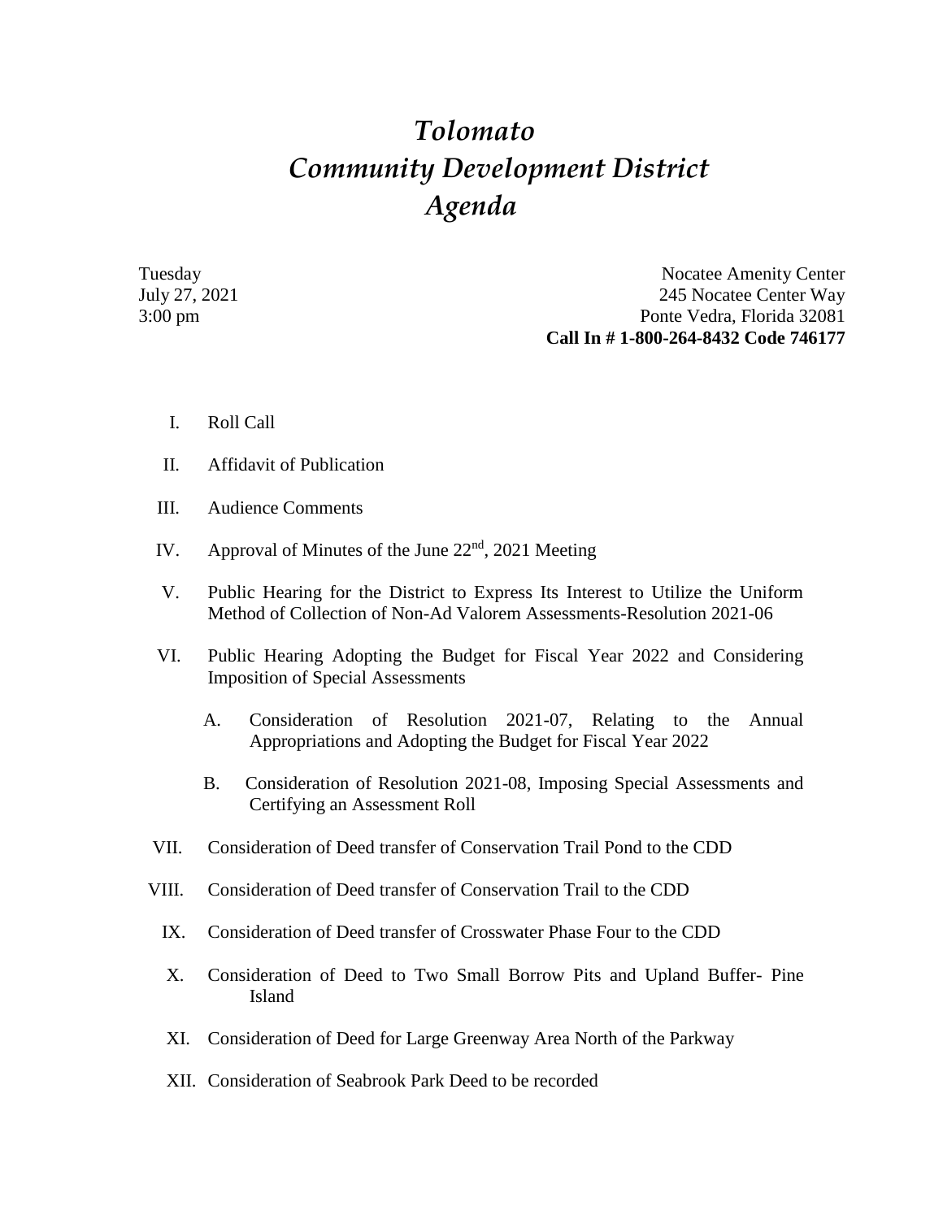# *Tolomato Community Development District Agenda*

Tuesday
July 27, 2021
3:00 pm

Nocatee Amenity Center
245 Nocatee Center Way
Ponte Vedra, Florida 32081
**Call In # 1-800-264-8432 Code 746177**

I. Roll Call

II. Affidavit of Publication

III. Audience Comments

IV. Approval of Minutes of the June 22nd, 2021 Meeting

V. Public Hearing for the District to Express Its Interest to Utilize the Uniform Method of Collection of Non-Ad Valorem Assessments-Resolution 2021-06

VI. Public Hearing Adopting the Budget for Fiscal Year 2022 and Considering Imposition of Special Assessments

  A. Consideration of Resolution 2021-07, Relating to the Annual Appropriations and Adopting the Budget for Fiscal Year 2022

  B. Consideration of Resolution 2021-08, Imposing Special Assessments and Certifying an Assessment Roll

VII. Consideration of Deed transfer of Conservation Trail Pond to the CDD

VIII. Consideration of Deed transfer of Conservation Trail to the CDD

IX. Consideration of Deed transfer of Crosswater Phase Four to the CDD

X. Consideration of Deed to Two Small Borrow Pits and Upland Buffer- Pine Island

XI. Consideration of Deed for Large Greenway Area North of the Parkway

XII. Consideration of Seabrook Park Deed to be recorded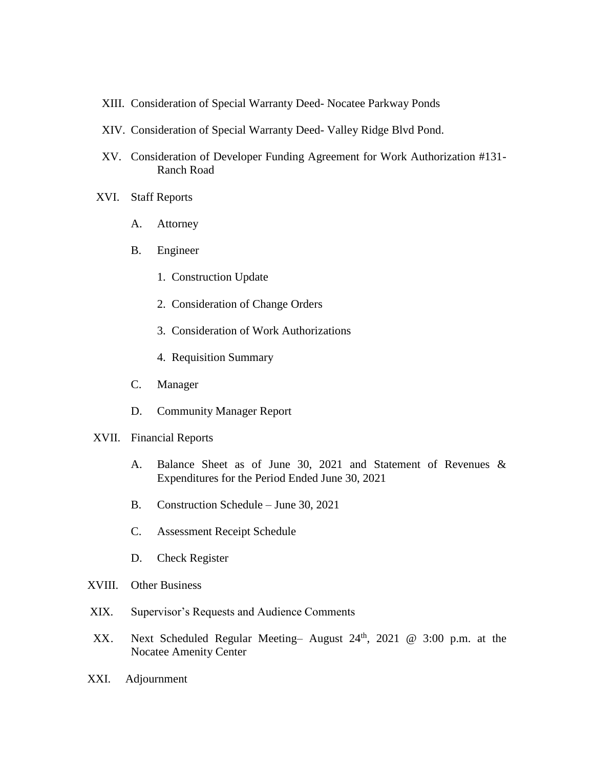XIII. Consideration of Special Warranty Deed- Nocatee Parkway Ponds

XIV. Consideration of Special Warranty Deed- Valley Ridge Blvd Pond.

XV. Consideration of Developer Funding Agreement for Work Authorization #131- Ranch Road

XVI. Staff Reports

- A. Attorney
- B. Engineer
  1. Construction Update
  2. Consideration of Change Orders
  3. Consideration of Work Authorizations
  4. Requisition Summary
- C. Manager
- D. Community Manager Report

XVII. Financial Reports

- A. Balance Sheet as of June 30, 2021 and Statement of Revenues & Expenditures for the Period Ended June 30, 2021
- B. Construction Schedule – June 30, 2021
- C. Assessment Receipt Schedule
- D. Check Register

XVIII. Other Business

XIX. Supervisor's Requests and Audience Comments

XX. Next Scheduled Regular Meeting– August 24th, 2021 @ 3:00 p.m. at the Nocatee Amenity Center

XXI. Adjournment